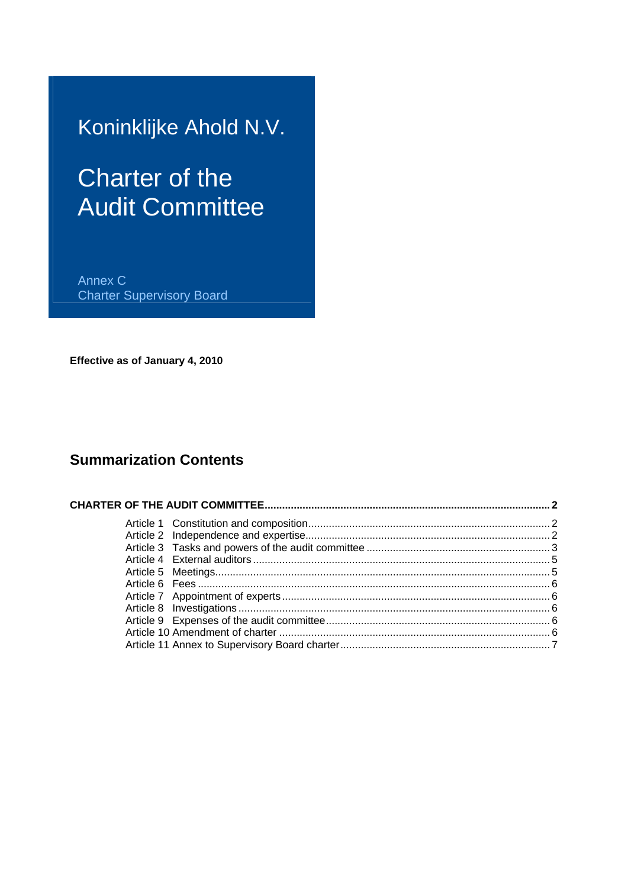# Koninklijke Ahold N.V.

# Charter of the Audit Committee

Annex C
Charter Supervisory Board

**Effective as of January 4, 2010**

## Summarization Contents

**CHARTER OF THE AUDIT COMMITTEE .......... 2**

- Article 1 Constitution and composition .......... 2
- Article 2 Independence and expertise .......... 2
- Article 3 Tasks and powers of the audit committee .......... 3
- Article 4 External auditors .......... 5
- Article 5 Meetings .......... 5
- Article 6 Fees .......... 6
- Article 7 Appointment of experts .......... 6
- Article 8 Investigations .......... 6
- Article 9 Expenses of the audit committee .......... 6
- Article 10 Amendment of charter .......... 6
- Article 11 Annex to Supervisory Board charter .......... 7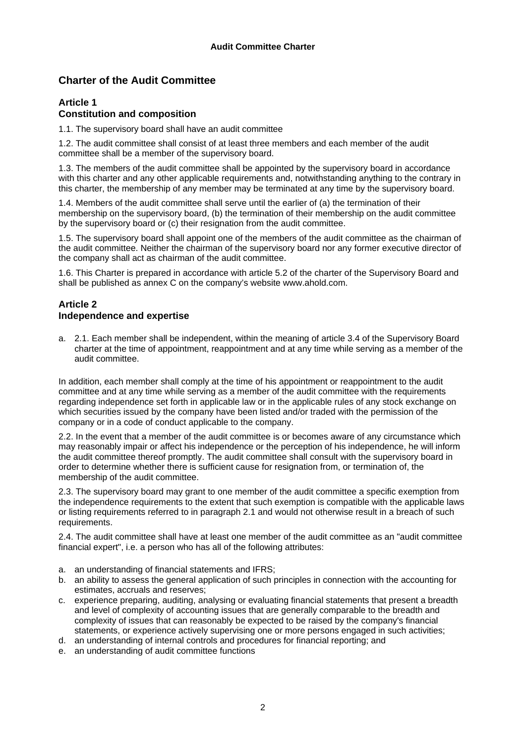# Charter of the Audit Committee

## Article 1
## Constitution and composition

1.1. The supervisory board shall have an audit committee

1.2. The audit committee shall consist of at least three members and each member of the audit committee shall be a member of the supervisory board.

1.3. The members of the audit committee shall be appointed by the supervisory board in accordance with this charter and any other applicable requirements and, notwithstanding anything to the contrary in this charter, the membership of any member may be terminated at any time by the supervisory board.

1.4. Members of the audit committee shall serve until the earlier of (a) the termination of their membership on the supervisory board, (b) the termination of their membership on the audit committee by the supervisory board or (c) their resignation from the audit committee.

1.5. The supervisory board shall appoint one of the members of the audit committee as the chairman of the audit committee. Neither the chairman of the supervisory board nor any former executive director of the company shall act as chairman of the audit committee.

1.6. This Charter is prepared in accordance with article 5.2 of the charter of the Supervisory Board and shall be published as annex C on the company's website www.ahold.com.

## Article 2
## Independence and expertise

a. 2.1. Each member shall be independent, within the meaning of article 3.4 of the Supervisory Board charter at the time of appointment, reappointment and at any time while serving as a member of the audit committee.

In addition, each member shall comply at the time of his appointment or reappointment to the audit committee and at any time while serving as a member of the audit committee with the requirements regarding independence set forth in applicable law or in the applicable rules of any stock exchange on which securities issued by the company have been listed and/or traded with the permission of the company or in a code of conduct applicable to the company.

2.2. In the event that a member of the audit committee is or becomes aware of any circumstance which may reasonably impair or affect his independence or the perception of his independence, he will inform the audit committee thereof promptly. The audit committee shall consult with the supervisory board in order to determine whether there is sufficient cause for resignation from, or termination of, the membership of the audit committee.

2.3. The supervisory board may grant to one member of the audit committee a specific exemption from the independence requirements to the extent that such exemption is compatible with the applicable laws or listing requirements referred to in paragraph 2.1 and would not otherwise result in a breach of such requirements.

2.4. The audit committee shall have at least one member of the audit committee as an "audit committee financial expert", i.e. a person who has all of the following attributes:

a. an understanding of financial statements and IFRS;
b. an ability to assess the general application of such principles in connection with the accounting for estimates, accruals and reserves;
c. experience preparing, auditing, analysing or evaluating financial statements that present a breadth and level of complexity of accounting issues that are generally comparable to the breadth and complexity of issues that can reasonably be expected to be raised by the company's financial statements, or experience actively supervising one or more persons engaged in such activities;
d. an understanding of internal controls and procedures for financial reporting; and
e. an understanding of audit committee functions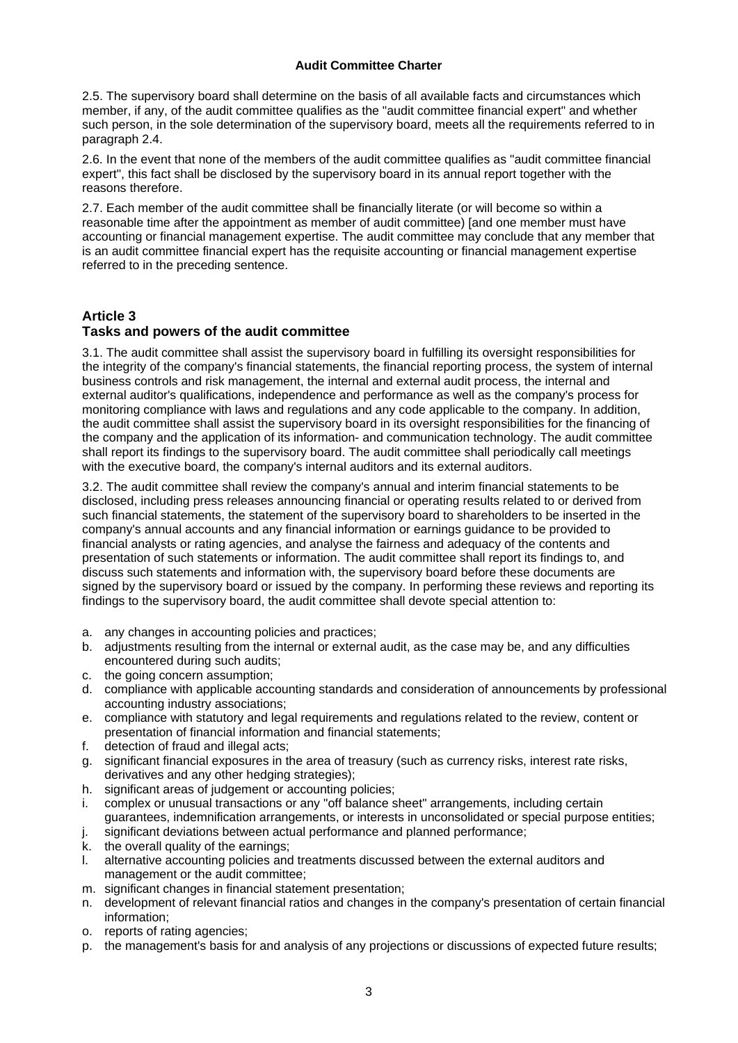2.5. The supervisory board shall determine on the basis of all available facts and circumstances which member, if any, of the audit committee qualifies as the "audit committee financial expert" and whether such person, in the sole determination of the supervisory board, meets all the requirements referred to in paragraph 2.4.

2.6. In the event that none of the members of the audit committee qualifies as "audit committee financial expert", this fact shall be disclosed by the supervisory board in its annual report together with the reasons therefore.

2.7. Each member of the audit committee shall be financially literate (or will become so within a reasonable time after the appointment as member of audit committee) [and one member must have accounting or financial management expertise. The audit committee may conclude that any member that is an audit committee financial expert has the requisite accounting or financial management expertise referred to in the preceding sentence.

## Article 3
## Tasks and powers of the audit committee

3.1. The audit committee shall assist the supervisory board in fulfilling its oversight responsibilities for the integrity of the company's financial statements, the financial reporting process, the system of internal business controls and risk management, the internal and external audit process, the internal and external auditor's qualifications, independence and performance as well as the company's process for monitoring compliance with laws and regulations and any code applicable to the company. In addition, the audit committee shall assist the supervisory board in its oversight responsibilities for the financing of the company and the application of its information- and communication technology. The audit committee shall report its findings to the supervisory board. The audit committee shall periodically call meetings with the executive board, the company's internal auditors and its external auditors.

3.2. The audit committee shall review the company's annual and interim financial statements to be disclosed, including press releases announcing financial or operating results related to or derived from such financial statements, the statement of the supervisory board to shareholders to be inserted in the company's annual accounts and any financial information or earnings guidance to be provided to financial analysts or rating agencies, and analyse the fairness and adequacy of the contents and presentation of such statements or information. The audit committee shall report its findings to, and discuss such statements and information with, the supervisory board before these documents are signed by the supervisory board or issued by the company. In performing these reviews and reporting its findings to the supervisory board, the audit committee shall devote special attention to:

a. any changes in accounting policies and practices;
b. adjustments resulting from the internal or external audit, as the case may be, and any difficulties encountered during such audits;
c. the going concern assumption;
d. compliance with applicable accounting standards and consideration of announcements by professional accounting industry associations;
e. compliance with statutory and legal requirements and regulations related to the review, content or presentation of financial information and financial statements;
f. detection of fraud and illegal acts;
g. significant financial exposures in the area of treasury (such as currency risks, interest rate risks, derivatives and any other hedging strategies);
h. significant areas of judgement or accounting policies;
i. complex or unusual transactions or any "off balance sheet" arrangements, including certain guarantees, indemnification arrangements, or interests in unconsolidated or special purpose entities;
j. significant deviations between actual performance and planned performance;
k. the overall quality of the earnings;
l. alternative accounting policies and treatments discussed between the external auditors and management or the audit committee;
m. significant changes in financial statement presentation;
n. development of relevant financial ratios and changes in the company's presentation of certain financial information;
o. reports of rating agencies;
p. the management's basis for and analysis of any projections or discussions of expected future results;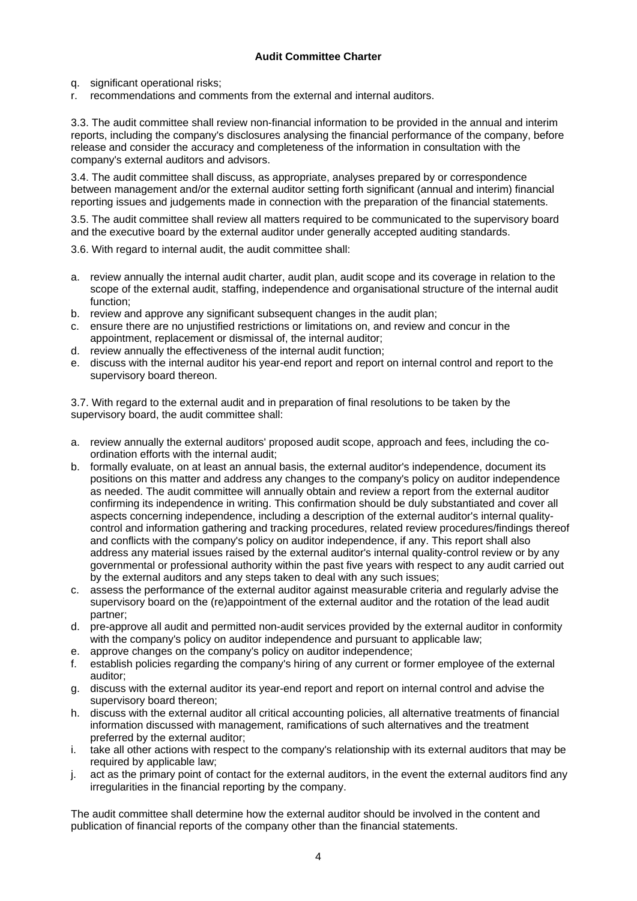q. significant operational risks;
r. recommendations and comments from the external and internal auditors.

3.3. The audit committee shall review non-financial information to be provided in the annual and interim reports, including the company's disclosures analysing the financial performance of the company, before release and consider the accuracy and completeness of the information in consultation with the company's external auditors and advisors.

3.4. The audit committee shall discuss, as appropriate, analyses prepared by or correspondence between management and/or the external auditor setting forth significant (annual and interim) financial reporting issues and judgements made in connection with the preparation of the financial statements.

3.5. The audit committee shall review all matters required to be communicated to the supervisory board and the executive board by the external auditor under generally accepted auditing standards.

3.6. With regard to internal audit, the audit committee shall:

a. review annually the internal audit charter, audit plan, audit scope and its coverage in relation to the scope of the external audit, staffing, independence and organisational structure of the internal audit function;
b. review and approve any significant subsequent changes in the audit plan;
c. ensure there are no unjustified restrictions or limitations on, and review and concur in the appointment, replacement or dismissal of, the internal auditor;
d. review annually the effectiveness of the internal audit function;
e. discuss with the internal auditor his year-end report and report on internal control and report to the supervisory board thereon.

3.7. With regard to the external audit and in preparation of final resolutions to be taken by the supervisory board, the audit committee shall:

a. review annually the external auditors' proposed audit scope, approach and fees, including the co-ordination efforts with the internal audit;
b. formally evaluate, on at least an annual basis, the external auditor's independence, document its positions on this matter and address any changes to the company's policy on auditor independence as needed. The audit committee will annually obtain and review a report from the external auditor confirming its independence in writing. This confirmation should be duly substantiated and cover all aspects concerning independence, including a description of the external auditor's internal quality-control and information gathering and tracking procedures, related review procedures/findings thereof and conflicts with the company's policy on auditor independence, if any. This report shall also address any material issues raised by the external auditor's internal quality-control review or by any governmental or professional authority within the past five years with respect to any audit carried out by the external auditors and any steps taken to deal with any such issues;
c. assess the performance of the external auditor against measurable criteria and regularly advise the supervisory board on the (re)appointment of the external auditor and the rotation of the lead audit partner;
d. pre-approve all audit and permitted non-audit services provided by the external auditor in conformity with the company's policy on auditor independence and pursuant to applicable law;
e. approve changes on the company's policy on auditor independence;
f. establish policies regarding the company's hiring of any current or former employee of the external auditor;
g. discuss with the external auditor its year-end report and report on internal control and advise the supervisory board thereon;
h. discuss with the external auditor all critical accounting policies, all alternative treatments of financial information discussed with management, ramifications of such alternatives and the treatment preferred by the external auditor;
i. take all other actions with respect to the company's relationship with its external auditors that may be required by applicable law;
j. act as the primary point of contact for the external auditors, in the event the external auditors find any irregularities in the financial reporting by the company.

The audit committee shall determine how the external auditor should be involved in the content and publication of financial reports of the company other than the financial statements.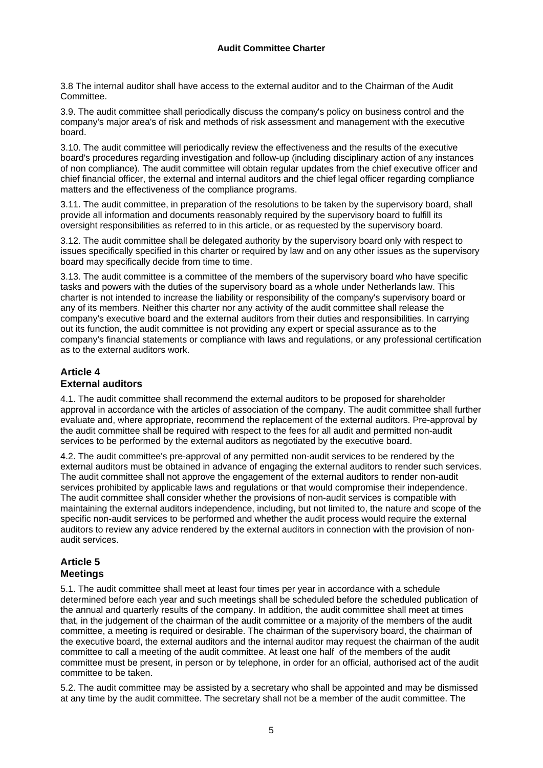3.8 The internal auditor shall have access to the external auditor and to the Chairman of the Audit Committee.

3.9. The audit committee shall periodically discuss the company's policy on business control and the company's major area's of risk and methods of risk assessment and management with the executive board.

3.10. The audit committee will periodically review the effectiveness and the results of the executive board's procedures regarding investigation and follow-up (including disciplinary action of any instances of non compliance). The audit committee will obtain regular updates from the chief executive officer and chief financial officer, the external and internal auditors and the chief legal officer regarding compliance matters and the effectiveness of the compliance programs.

3.11. The audit committee, in preparation of the resolutions to be taken by the supervisory board, shall provide all information and documents reasonably required by the supervisory board to fulfill its oversight responsibilities as referred to in this article, or as requested by the supervisory board.

3.12. The audit committee shall be delegated authority by the supervisory board only with respect to issues specifically specified in this charter or required by law and on any other issues as the supervisory board may specifically decide from time to time.

3.13. The audit committee is a committee of the members of the supervisory board who have specific tasks and powers with the duties of the supervisory board as a whole under Netherlands law. This charter is not intended to increase the liability or responsibility of the company's supervisory board or any of its members. Neither this charter nor any activity of the audit committee shall release the company's executive board and the external auditors from their duties and responsibilities. In carrying out its function, the audit committee is not providing any expert or special assurance as to the company's financial statements or compliance with laws and regulations, or any professional certification as to the external auditors work.

## Article 4
## External auditors

4.1. The audit committee shall recommend the external auditors to be proposed for shareholder approval in accordance with the articles of association of the company. The audit committee shall further evaluate and, where appropriate, recommend the replacement of the external auditors. Pre-approval by the audit committee shall be required with respect to the fees for all audit and permitted non-audit services to be performed by the external auditors as negotiated by the executive board.

4.2. The audit committee's pre-approval of any permitted non-audit services to be rendered by the external auditors must be obtained in advance of engaging the external auditors to render such services. The audit committee shall not approve the engagement of the external auditors to render non-audit services prohibited by applicable laws and regulations or that would compromise their independence. The audit committee shall consider whether the provisions of non-audit services is compatible with maintaining the external auditors independence, including, but not limited to, the nature and scope of the specific non-audit services to be performed and whether the audit process would require the external auditors to review any advice rendered by the external auditors in connection with the provision of non-audit services.

## Article 5
## Meetings

5.1. The audit committee shall meet at least four times per year in accordance with a schedule determined before each year and such meetings shall be scheduled before the scheduled publication of the annual and quarterly results of the company. In addition, the audit committee shall meet at times that, in the judgement of the chairman of the audit committee or a majority of the members of the audit committee, a meeting is required or desirable. The chairman of the supervisory board, the chairman of the executive board, the external auditors and the internal auditor may request the chairman of the audit committee to call a meeting of the audit committee. At least one half of the members of the audit committee must be present, in person or by telephone, in order for an official, authorised act of the audit committee to be taken.

5.2. The audit committee may be assisted by a secretary who shall be appointed and may be dismissed at any time by the audit committee. The secretary shall not be a member of the audit committee. The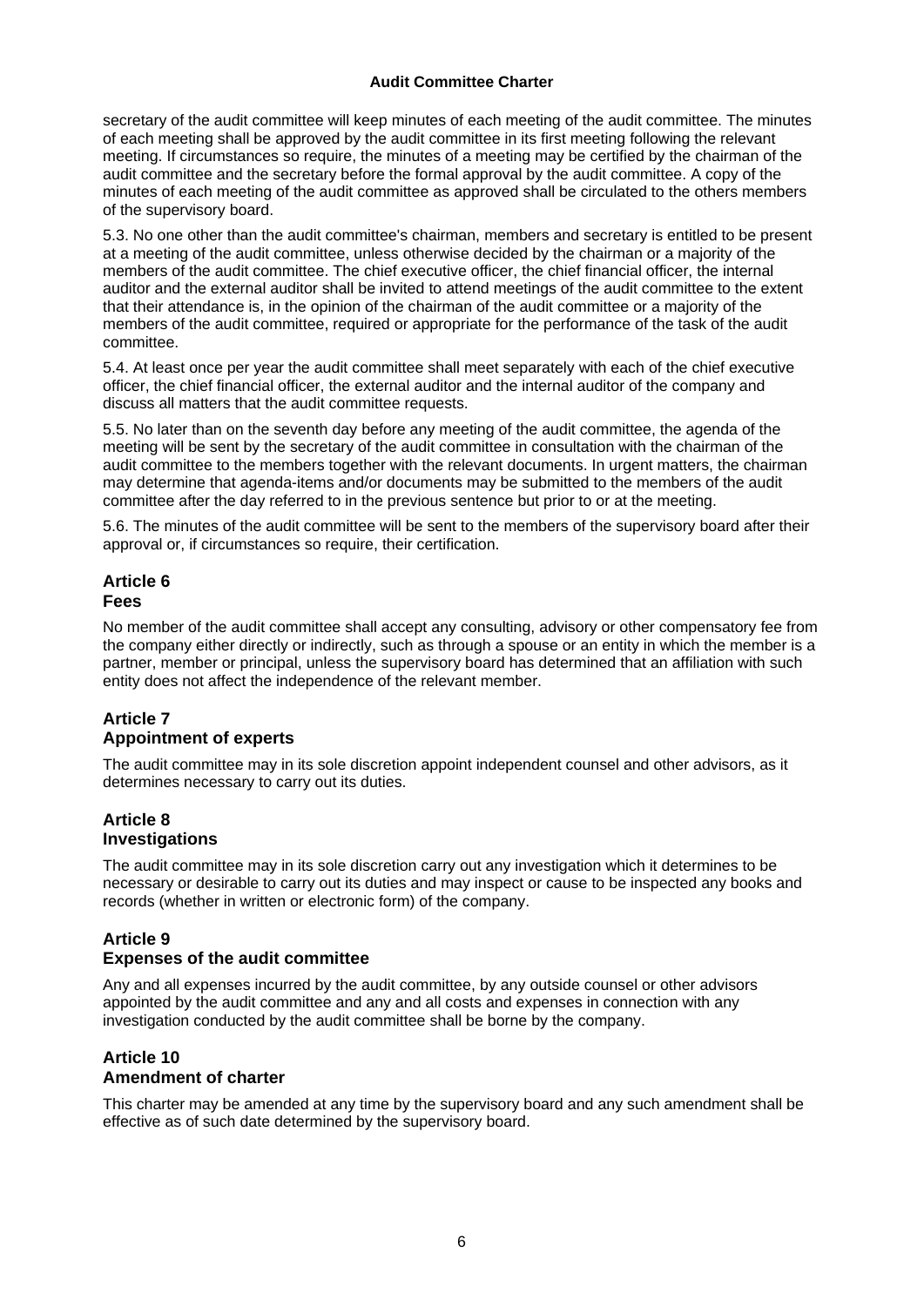secretary of the audit committee will keep minutes of each meeting of the audit committee. The minutes of each meeting shall be approved by the audit committee in its first meeting following the relevant meeting. If circumstances so require, the minutes of a meeting may be certified by the chairman of the audit committee and the secretary before the formal approval by the audit committee. A copy of the minutes of each meeting of the audit committee as approved shall be circulated to the others members of the supervisory board.

5.3. No one other than the audit committee's chairman, members and secretary is entitled to be present at a meeting of the audit committee, unless otherwise decided by the chairman or a majority of the members of the audit committee. The chief executive officer, the chief financial officer, the internal auditor and the external auditor shall be invited to attend meetings of the audit committee to the extent that their attendance is, in the opinion of the chairman of the audit committee or a majority of the members of the audit committee, required or appropriate for the performance of the task of the audit committee.

5.4. At least once per year the audit committee shall meet separately with each of the chief executive officer, the chief financial officer, the external auditor and the internal auditor of the company and discuss all matters that the audit committee requests.

5.5. No later than on the seventh day before any meeting of the audit committee, the agenda of the meeting will be sent by the secretary of the audit committee in consultation with the chairman of the audit committee to the members together with the relevant documents. In urgent matters, the chairman may determine that agenda-items and/or documents may be submitted to the members of the audit committee after the day referred to in the previous sentence but prior to or at the meeting.

5.6. The minutes of the audit committee will be sent to the members of the supervisory board after their approval or, if circumstances so require, their certification.

## Article 6
## Fees

No member of the audit committee shall accept any consulting, advisory or other compensatory fee from the company either directly or indirectly, such as through a spouse or an entity in which the member is a partner, member or principal, unless the supervisory board has determined that an affiliation with such entity does not affect the independence of the relevant member.

## Article 7
## Appointment of experts

The audit committee may in its sole discretion appoint independent counsel and other advisors, as it determines necessary to carry out its duties.

## Article 8
## Investigations

The audit committee may in its sole discretion carry out any investigation which it determines to be necessary or desirable to carry out its duties and may inspect or cause to be inspected any books and records (whether in written or electronic form) of the company.

## Article 9
## Expenses of the audit committee

Any and all expenses incurred by the audit committee, by any outside counsel or other advisors appointed by the audit committee and any and all costs and expenses in connection with any investigation conducted by the audit committee shall be borne by the company.

## Article 10
## Amendment of charter

This charter may be amended at any time by the supervisory board and any such amendment shall be effective as of such date determined by the supervisory board.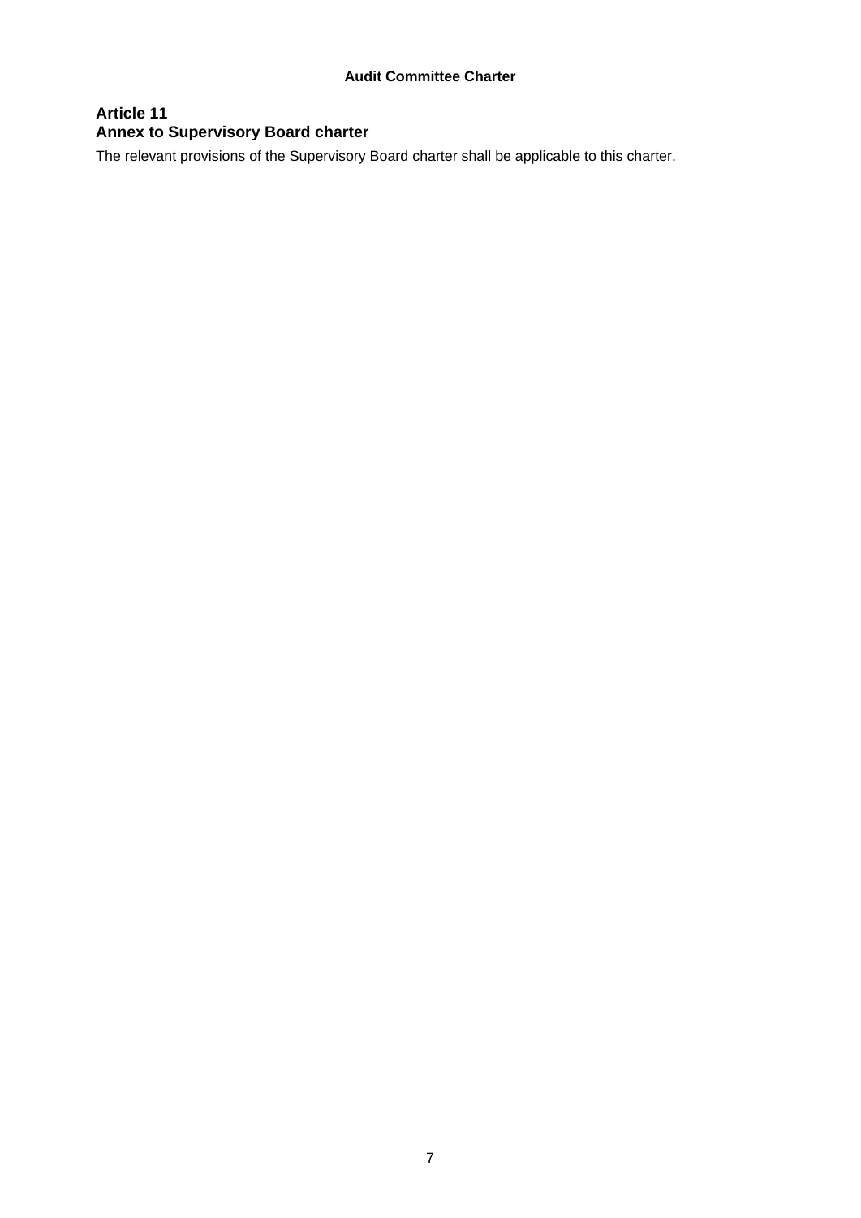## Article 11
## Annex to Supervisory Board charter

The relevant provisions of the Supervisory Board charter shall be applicable to this charter.